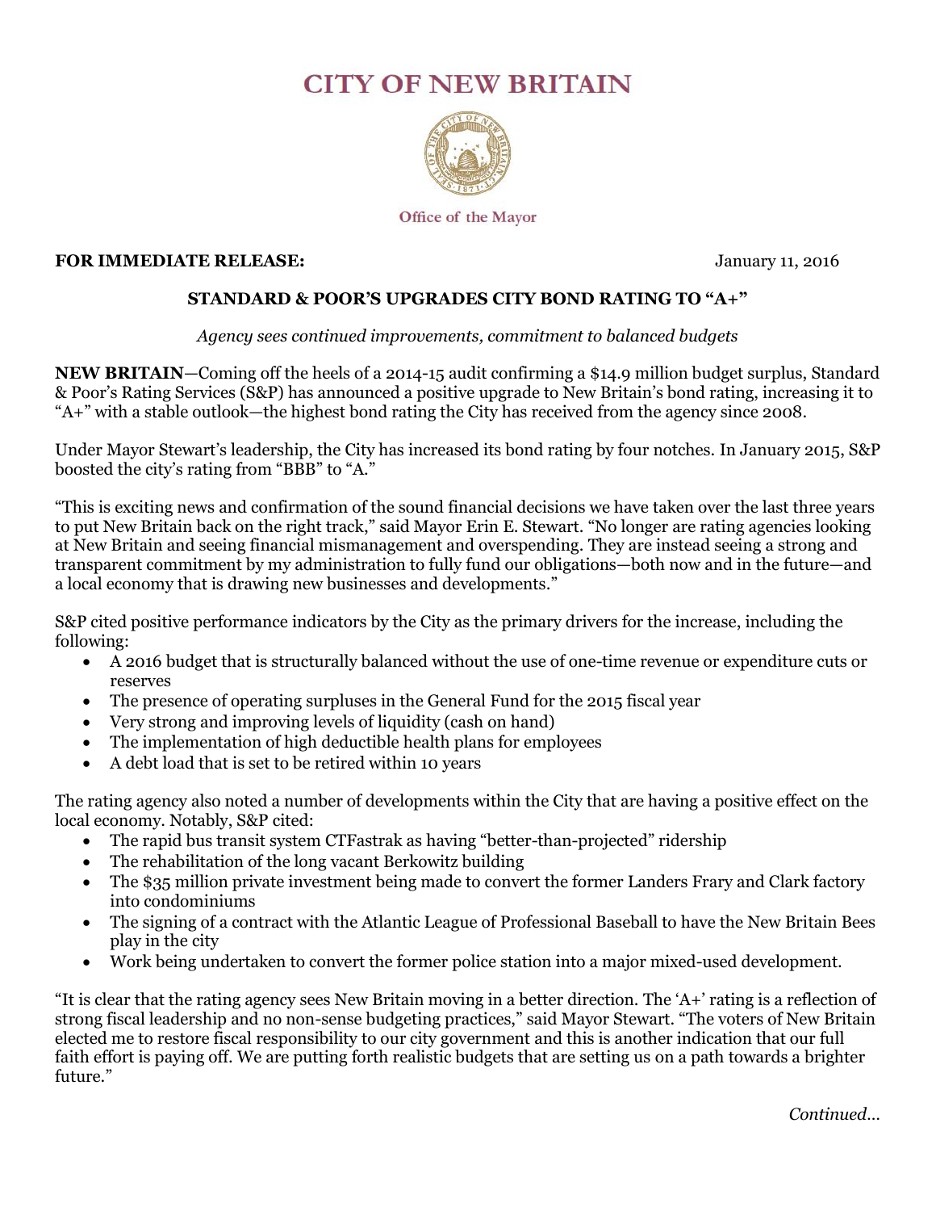# CITY OF NEW BRITAIN

Office of the Mayor

**FOR IMMEDIATE RELEASE:** January 11, 2016

**STANDARD & POOR'S UPGRADES CITY BOND RATING TO "A+"**

*Agency sees continued improvements, commitment to balanced budgets*

**NEW BRITAIN**—Coming off the heels of a 2014-15 audit confirming a $14.9 million budget surplus, Standard & Poor's Rating Services (S&P) has announced a positive upgrade to New Britain's bond rating, increasing it to "A+" with a stable outlook—the highest bond rating the City has received from the agency since 2008.

Under Mayor Stewart's leadership, the City has increased its bond rating by four notches. In January 2015, S&P boosted the city's rating from "BBB" to "A."

"This is exciting news and confirmation of the sound financial decisions we have taken over the last three years to put New Britain back on the right track," said Mayor Erin E. Stewart. "No longer are rating agencies looking at New Britain and seeing financial mismanagement and overspending. They are instead seeing a strong and transparent commitment by my administration to fully fund our obligations—both now and in the future—and a local economy that is drawing new businesses and developments."

S&P cited positive performance indicators by the City as the primary drivers for the increase, including the following:

- A 2016 budget that is structurally balanced without the use of one-time revenue or expenditure cuts or reserves
- The presence of operating surpluses in the General Fund for the 2015 fiscal year
- Very strong and improving levels of liquidity (cash on hand)
- The implementation of high deductible health plans for employees
- A debt load that is set to be retired within 10 years

The rating agency also noted a number of developments within the City that are having a positive effect on the local economy. Notably, S&P cited:

- The rapid bus transit system CTFastrak as having "better-than-projected" ridership
- The rehabilitation of the long vacant Berkowitz building
- The $35 million private investment being made to convert the former Landers Frary and Clark factory into condominiums
- The signing of a contract with the Atlantic League of Professional Baseball to have the New Britain Bees play in the city
- Work being undertaken to convert the former police station into a major mixed-used development.

"It is clear that the rating agency sees New Britain moving in a better direction. The 'A+' rating is a reflection of strong fiscal leadership and no non-sense budgeting practices," said Mayor Stewart. "The voters of New Britain elected me to restore fiscal responsibility to our city government and this is another indication that our full faith effort is paying off. We are putting forth realistic budgets that are setting us on a path towards a brighter future."

*Continued…*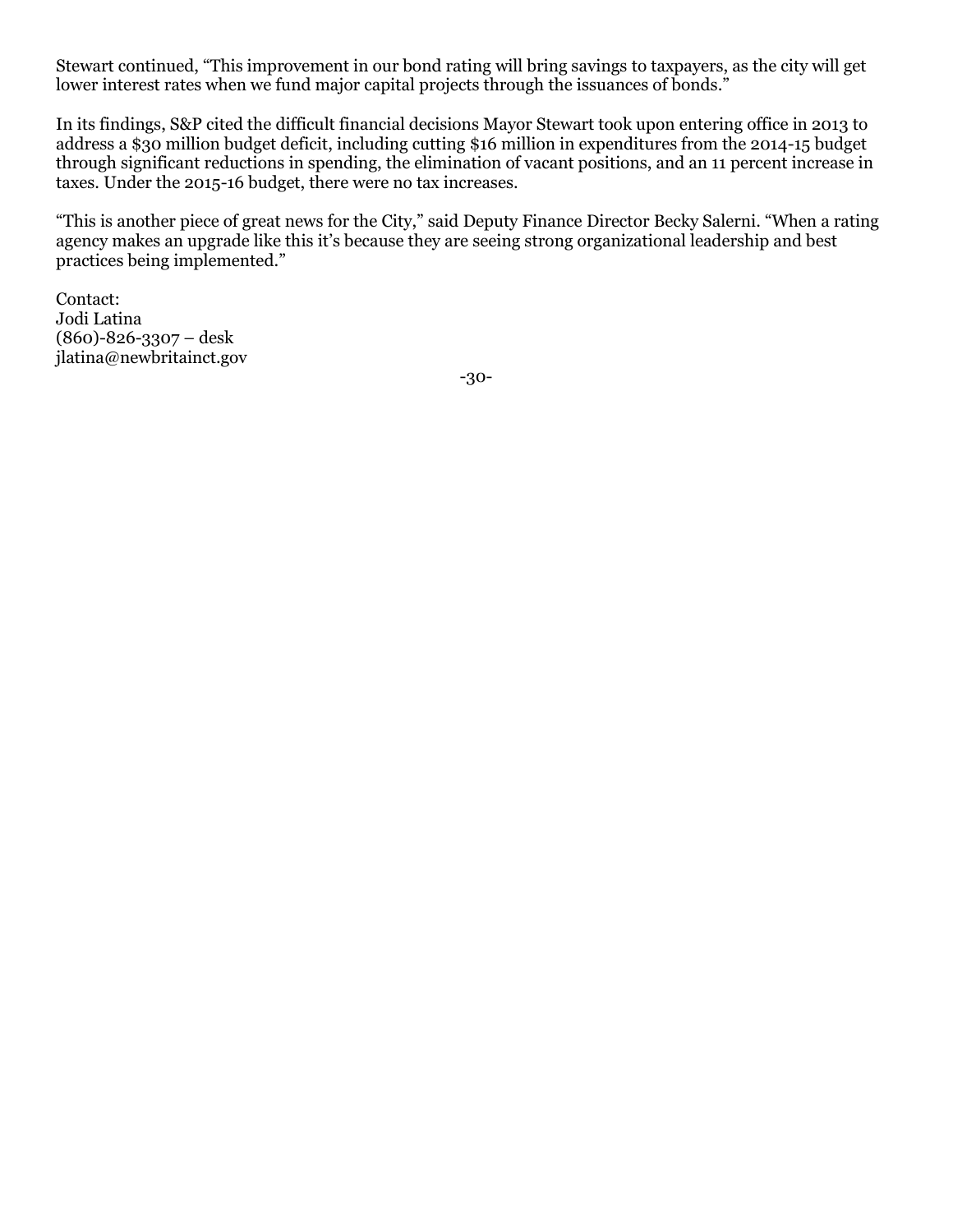Stewart continued, "This improvement in our bond rating will bring savings to taxpayers, as the city will get lower interest rates when we fund major capital projects through the issuances of bonds."

In its findings, S&P cited the difficult financial decisions Mayor Stewart took upon entering office in 2013 to address a $30 million budget deficit, including cutting $16 million in expenditures from the 2014-15 budget through significant reductions in spending, the elimination of vacant positions, and an 11 percent increase in taxes. Under the 2015-16 budget, there were no tax increases.

"This is another piece of great news for the City," said Deputy Finance Director Becky Salerni. "When a rating agency makes an upgrade like this it's because they are seeing strong organizational leadership and best practices being implemented."

Contact:
Jodi Latina
(860)-826-3307 – desk
jlatina@newbritainct.gov

-30-